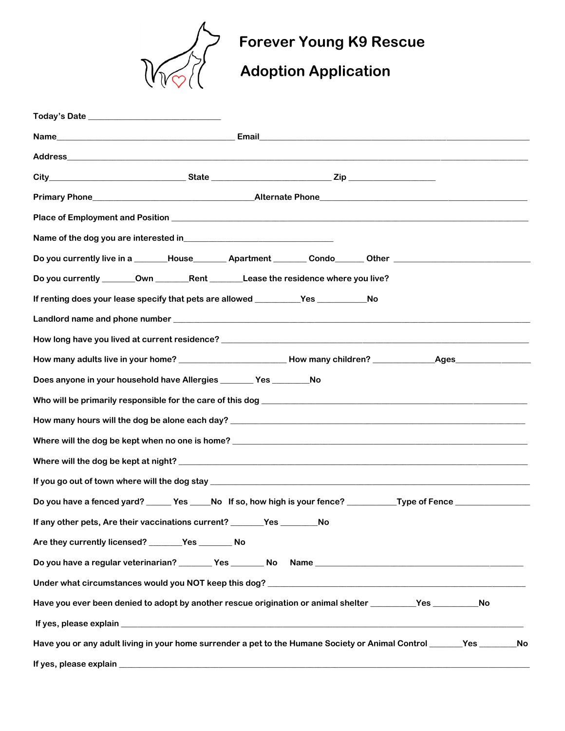# Forever Young K9 Rescue

# Adoption Application

Today's Date ____________________________

Name________________________________________ Email____________________________________________________________

Address______________________________________________________________________________________________

City______________________________ State __________________________ Zip ___________________

Primary Phone____________________________________Alternate Phone_______________________________________________

Place of Employment and Position ___________________________________________________________________________

Name of the dog you are interested in_________________________________

Do you currently live in a _______House_______ Apartment _______ Condo______ Other ______________________________

Do you currently _______Own _______Rent _______Lease the residence where you live?

If renting does your lease specify that pets are allowed _________Yes __________No

Landlord name and phone number ____________________________________________________________________________

How long have you lived at current residence? ________________________________________________________________

How many adults live in your home? _______________________ How many children? _____________Ages_________________

Does anyone in your household have Allergies _______ Yes ________No

Who will be primarily responsible for the care of this dog __________________________________________________________

How many hours will the dog be alone each day? ________________________________________________________________

Where will the dog be kept when no one is home? _______________________________________________________________

Where will the dog be kept at night? _________________________________________________________________________

If you go out of town where will the dog stay ____________________________________________________________________

Do you have a fenced yard? _____ Yes ____No If so, how high is your fence? __________Type of Fence ________________

If any other pets, Are their vaccinations current? _______Yes ________No

Are they currently licensed? _______Yes _______ No

Do you have a regular veterinarian? _______ Yes _______ No Name _____________________________________________

Under what circumstances would you NOT keep this dog? _________________________________________________________

Have you ever been denied to adopt by another rescue origination or animal shelter _________Yes __________No

If yes, please explain _________________________________________________________________________________________

Have you or any adult living in your home surrender a pet to the Humane Society or Animal Control _______Yes ________No

If yes, please explain __________________________________________________________________________________________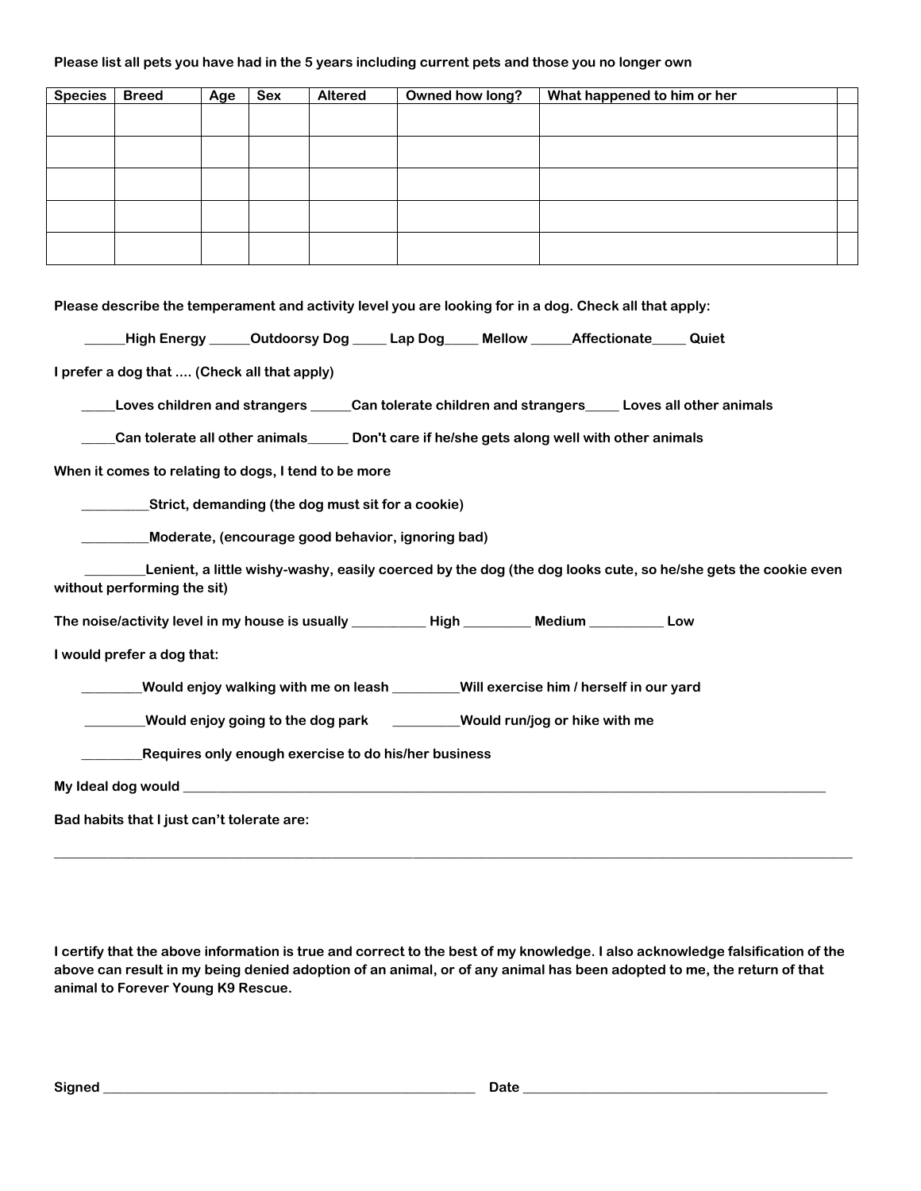**Please list all pets you have had in the 5 years including current pets and those you no longer own**

| Species | Breed | Age | Sex | Altered | Owned how long? | What happened to him or her | |
|---|---|---|---|---|---|---|---|
| | | | | | | | |
| | | | | | | | |
| | | | | | | | |
| | | | | | | | |
| | | | | | | | |

**Please describe the temperament and activity level you are looking for in a dog. Check all that apply:**

______High Energy ______Outdoorsy Dog _____ Lap Dog_____ Mellow ______Affectionate_____ Quiet

**I prefer a dog that .... (Check all that apply)**

_____Loves children and strangers ______Can tolerate children and strangers_____ Loves all other animals

_____Can tolerate all other animals______ Don't care if he/she gets along well with other animals

**When it comes to relating to dogs, I tend to be more**

__________Strict, demanding (the dog must sit for a cookie)

__________Moderate, (encourage good behavior, ignoring bad)

_________Lenient, a little wishy-washy, easily coerced by the dog (the dog looks cute, so he/she gets the cookie even without performing the sit)

**The noise/activity level in my house is usually** ___________ **High** __________ **Medium** ___________ **Low**

**I would prefer a dog that:**

_________Would enjoy walking with me on leash __________Will exercise him / herself in our yard

_________Would enjoy going to the dog park __________Would run/jog or hike with me

_________Requires only enough exercise to do his/her business

**My Ideal dog would** ________________________________________________________________________________________________

**Bad habits that I just can't tolerate are:**

________________________________________________________________________________________________________________

**I certify that the above information is true and correct to the best of my knowledge. I also acknowledge falsification of the above can result in my being denied adoption of an animal, or of any animal has been adopted to me, the return of that animal to Forever Young K9 Rescue.**

**Signed** ______________________________________________________ **Date** ____________________________________________